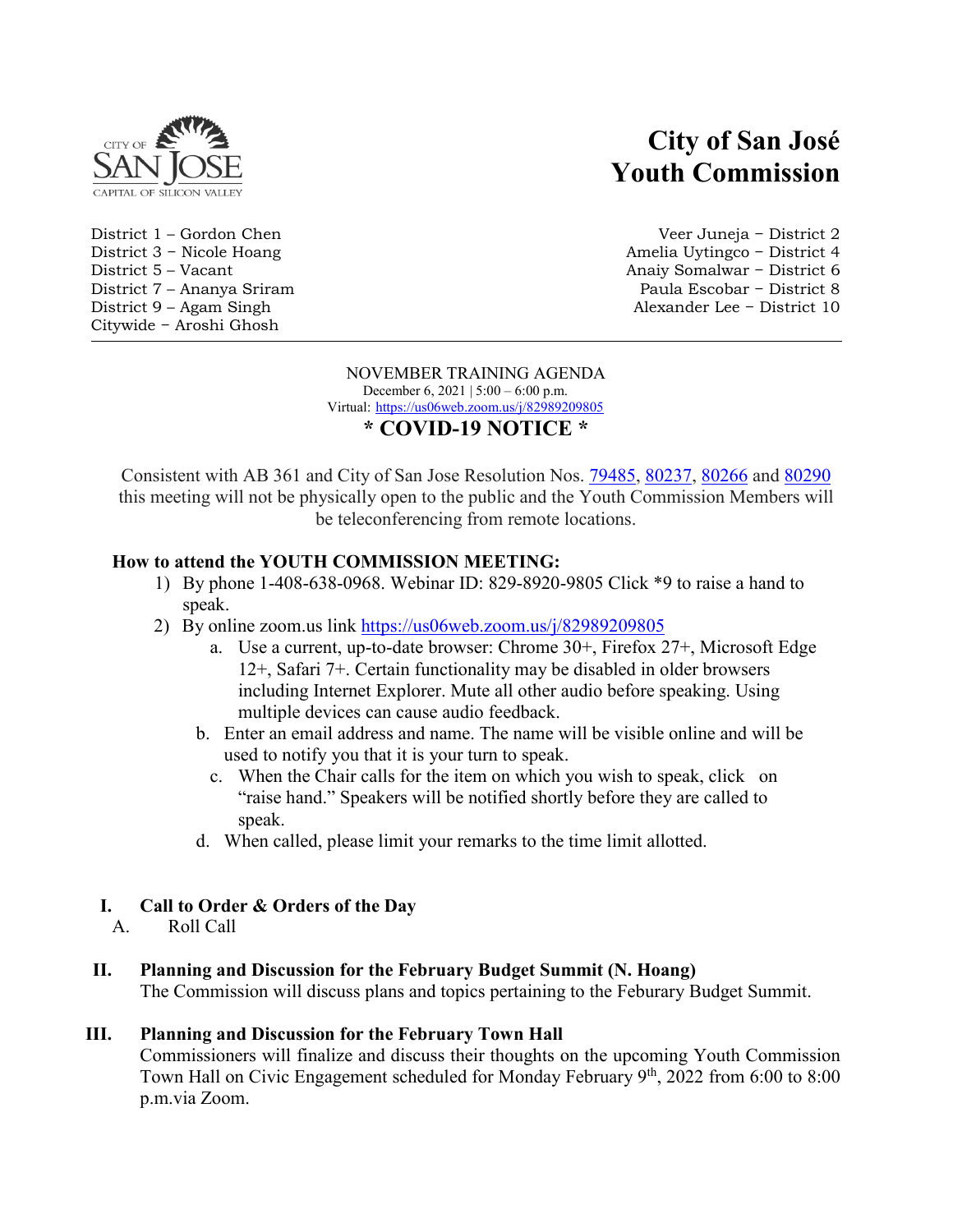# City of San José
# Youth Commission

District 1 – Gordon Chen
Veer Juneja – District 2
District 3 – Nicole Hoang
Amelia Uytingco – District 4
District 5 – Vacant
Anaiy Somalwar – District 6
District 7 – Ananya Sriram
Paula Escobar – District 8
District 9 – Agam Singh
Alexander Lee – District 10
Citywide – Aroshi Ghosh

---

NOVEMBER TRAINING AGENDA
December 6, 2021 | 5:00 – 6:00 p.m.
Virtual: https://us06web.zoom.us/j/82989209805

## * COVID-19 NOTICE *

Consistent with AB 361 and City of San Jose Resolution Nos. 79485, 80237, 80266 and 80290 this meeting will not be physically open to the public and the Youth Commission Members will be teleconferencing from remote locations.

**How to attend the YOUTH COMMISSION MEETING:**

1) By phone 1-408-638-0968. Webinar ID: 829-8920-9805 Click *9 to raise a hand to speak.
2) By online zoom.us link https://us06web.zoom.us/j/82989209805
   a. Use a current, up-to-date browser: Chrome 30+, Firefox 27+, Microsoft Edge 12+, Safari 7+. Certain functionality may be disabled in older browsers including Internet Explorer. Mute all other audio before speaking. Using multiple devices can cause audio feedback.
   b. Enter an email address and name. The name will be visible online and will be used to notify you that it is your turn to speak.
   c. When the Chair calls for the item on which you wish to speak, click on "raise hand." Speakers will be notified shortly before they are called to speak.
   d. When called, please limit your remarks to the time limit allotted.

**I. Call to Order & Orders of the Day**

A. Roll Call

**II. Planning and Discussion for the February Budget Summit (N. Hoang)**

The Commission will discuss plans and topics pertaining to the Feburary Budget Summit.

**III. Planning and Discussion for the February Town Hall**

Commissioners will finalize and discuss their thoughts on the upcoming Youth Commission Town Hall on Civic Engagement scheduled for Monday February 9th, 2022 from 6:00 to 8:00 p.m.via Zoom.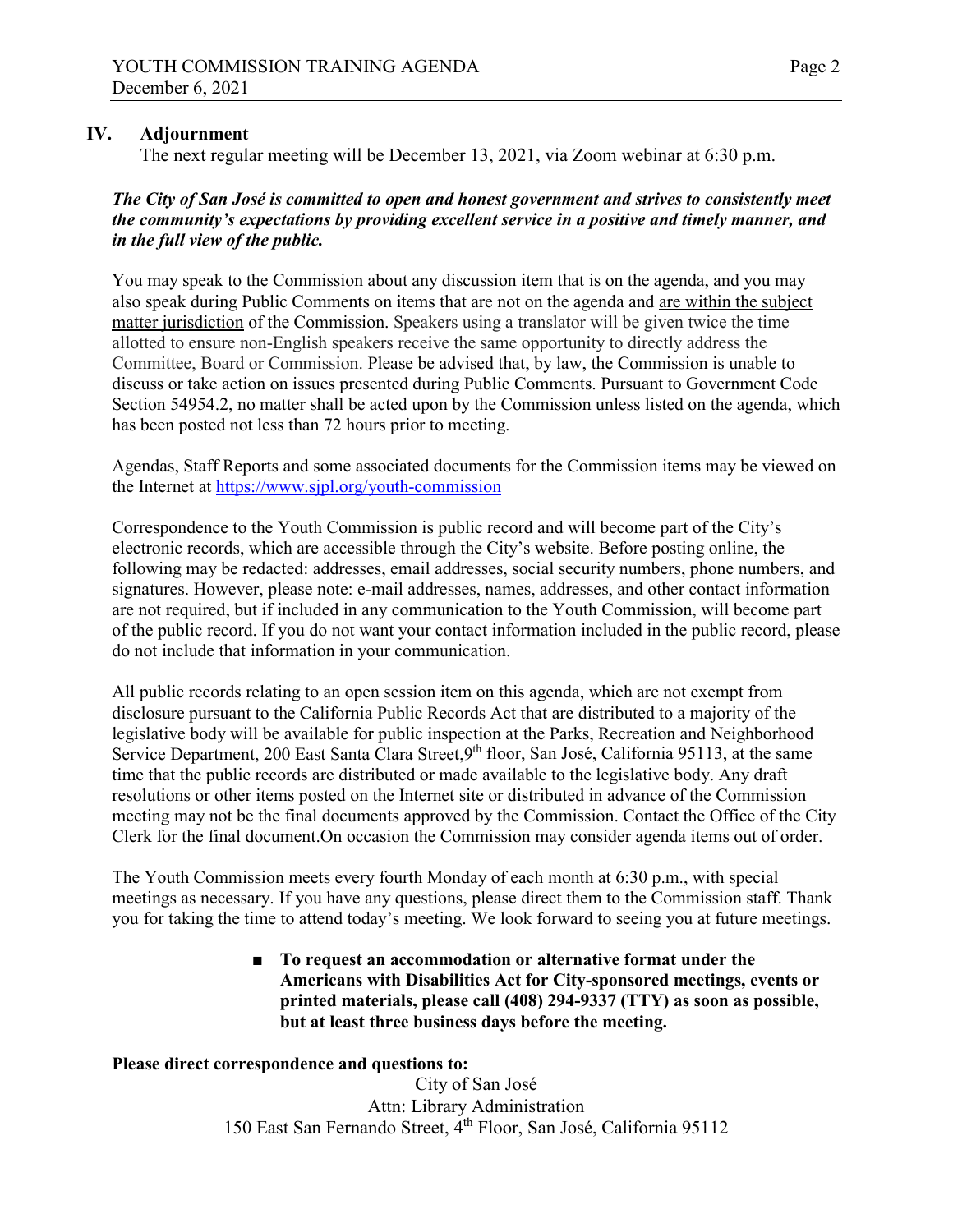## IV. Adjournment

The next regular meeting will be December 13, 2021, via Zoom webinar at 6:30 p.m.

***The City of San José is committed to open and honest government and strives to consistently meet the community's expectations by providing excellent service in a positive and timely manner, and in the full view of the public.***

You may speak to the Commission about any discussion item that is on the agenda, and you may also speak during Public Comments on items that are not on the agenda and are within the subject matter jurisdiction of the Commission. Speakers using a translator will be given twice the time allotted to ensure non-English speakers receive the same opportunity to directly address the Committee, Board or Commission. Please be advised that, by law, the Commission is unable to discuss or take action on issues presented during Public Comments. Pursuant to Government Code Section 54954.2, no matter shall be acted upon by the Commission unless listed on the agenda, which has been posted not less than 72 hours prior to meeting.

Agendas, Staff Reports and some associated documents for the Commission items may be viewed on the Internet at https://www.sjpl.org/youth-commission

Correspondence to the Youth Commission is public record and will become part of the City's electronic records, which are accessible through the City's website. Before posting online, the following may be redacted: addresses, email addresses, social security numbers, phone numbers, and signatures. However, please note: e-mail addresses, names, addresses, and other contact information are not required, but if included in any communication to the Youth Commission, will become part of the public record. If you do not want your contact information included in the public record, please do not include that information in your communication.

All public records relating to an open session item on this agenda, which are not exempt from disclosure pursuant to the California Public Records Act that are distributed to a majority of the legislative body will be available for public inspection at the Parks, Recreation and Neighborhood Service Department, 200 East Santa Clara Street, 9th floor, San José, California 95113, at the same time that the public records are distributed or made available to the legislative body. Any draft resolutions or other items posted on the Internet site or distributed in advance of the Commission meeting may not be the final documents approved by the Commission. Contact the Office of the City Clerk for the final document.On occasion the Commission may consider agenda items out of order.

The Youth Commission meets every fourth Monday of each month at 6:30 p.m., with special meetings as necessary. If you have any questions, please direct them to the Commission staff. Thank you for taking the time to attend today's meeting. We look forward to seeing you at future meetings.

- **To request an accommodation or alternative format under the Americans with Disabilities Act for City-sponsored meetings, events or printed materials, please call (408) 294-9337 (TTY) as soon as possible, but at least three business days before the meeting.**

**Please direct correspondence and questions to:**

City of San José
Attn: Library Administration
150 East San Fernando Street, 4th Floor, San José, California 95112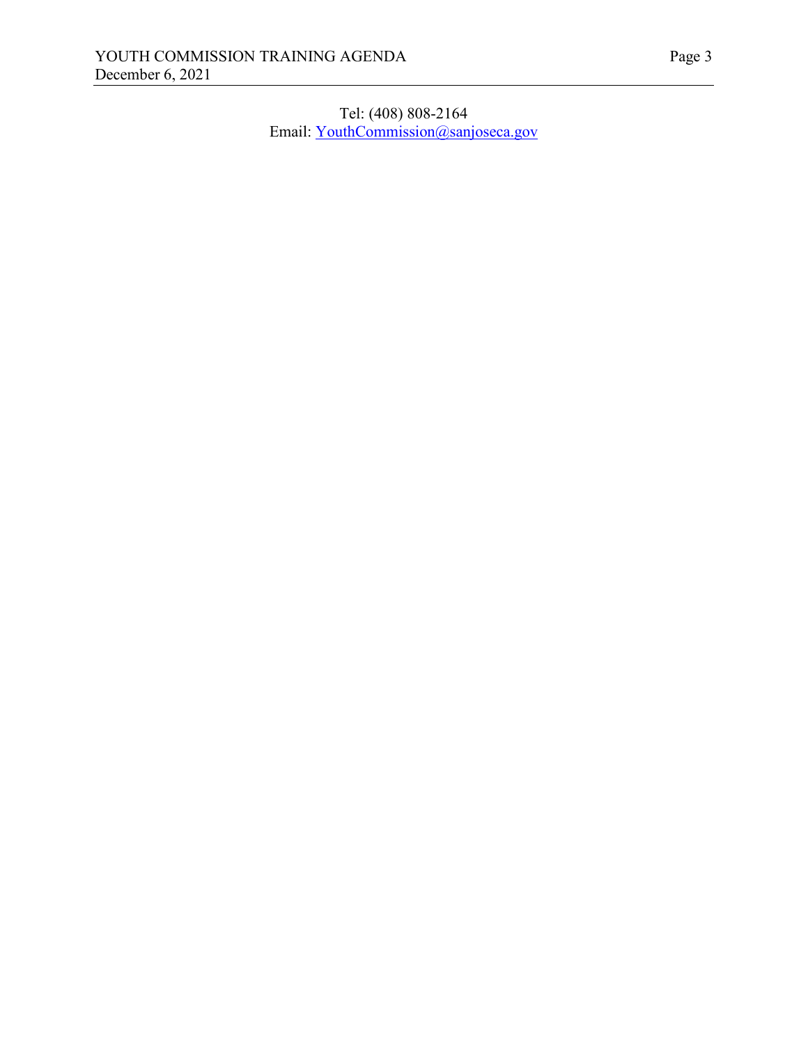Tel: (408) 808-2164
Email: YouthCommission@sanjoseca.gov